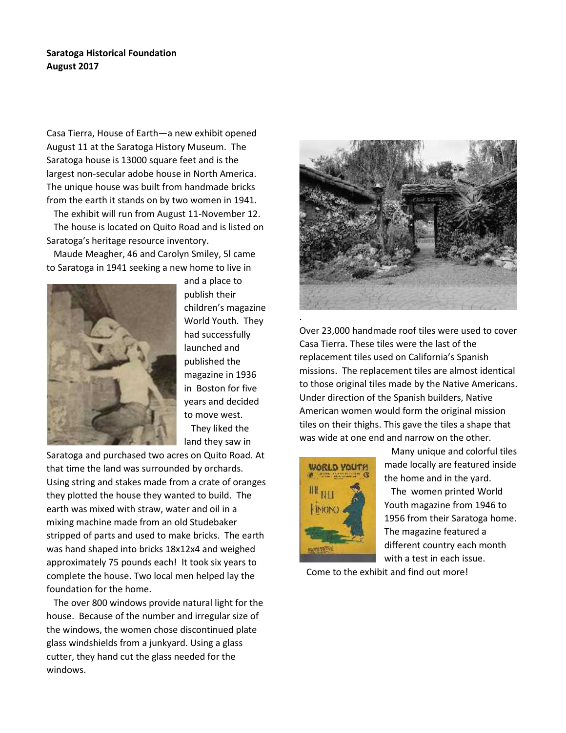**Saratoga Historical Foundation**
**August 2017**

Casa Tierra, House of Earth—a new exhibit opened August 11 at the Saratoga History Museum. The Saratoga house is 13000 square feet and is the largest non-secular adobe house in North America. The unique house was built from handmade bricks from the earth it stands on by two women in 1941.

The exhibit will run from August 11-November 12.

The house is located on Quito Road and is listed on Saratoga's heritage resource inventory.

Maude Meagher, 46 and Carolyn Smiley, 5l came to Saratoga in 1941 seeking a new home to live in and a place to publish their children's magazine World Youth. They had successfully launched and published the magazine in 1936 in Boston for five years and decided to move west.

They liked the land they saw in Saratoga and purchased two acres on Quito Road. At that time the land was surrounded by orchards. Using string and stakes made from a crate of oranges they plotted the house they wanted to build. The earth was mixed with straw, water and oil in a mixing machine made from an old Studebaker stripped of parts and used to make bricks. The earth was hand shaped into bricks 18x12x4 and weighed approximately 75 pounds each! It took six years to complete the house. Two local men helped lay the foundation for the home.

The over 800 windows provide natural light for the house. Because of the number and irregular size of the windows, the women chose discontinued plate glass windshields from a junkyard. Using a glass cutter, they hand cut the glass needed for the windows.

Over 23,000 handmade roof tiles were used to cover Casa Tierra. These tiles were the last of the replacement tiles used on California's Spanish missions. The replacement tiles are almost identical to those original tiles made by the Native Americans. Under direction of the Spanish builders, Native American women would form the original mission tiles on their thighs. This gave the tiles a shape that was wide at one end and narrow on the other.

Many unique and colorful tiles made locally are featured inside the home and in the yard.

The women printed World Youth magazine from 1946 to 1956 from their Saratoga home. The magazine featured a different country each month with a test in each issue.

Come to the exhibit and find out more!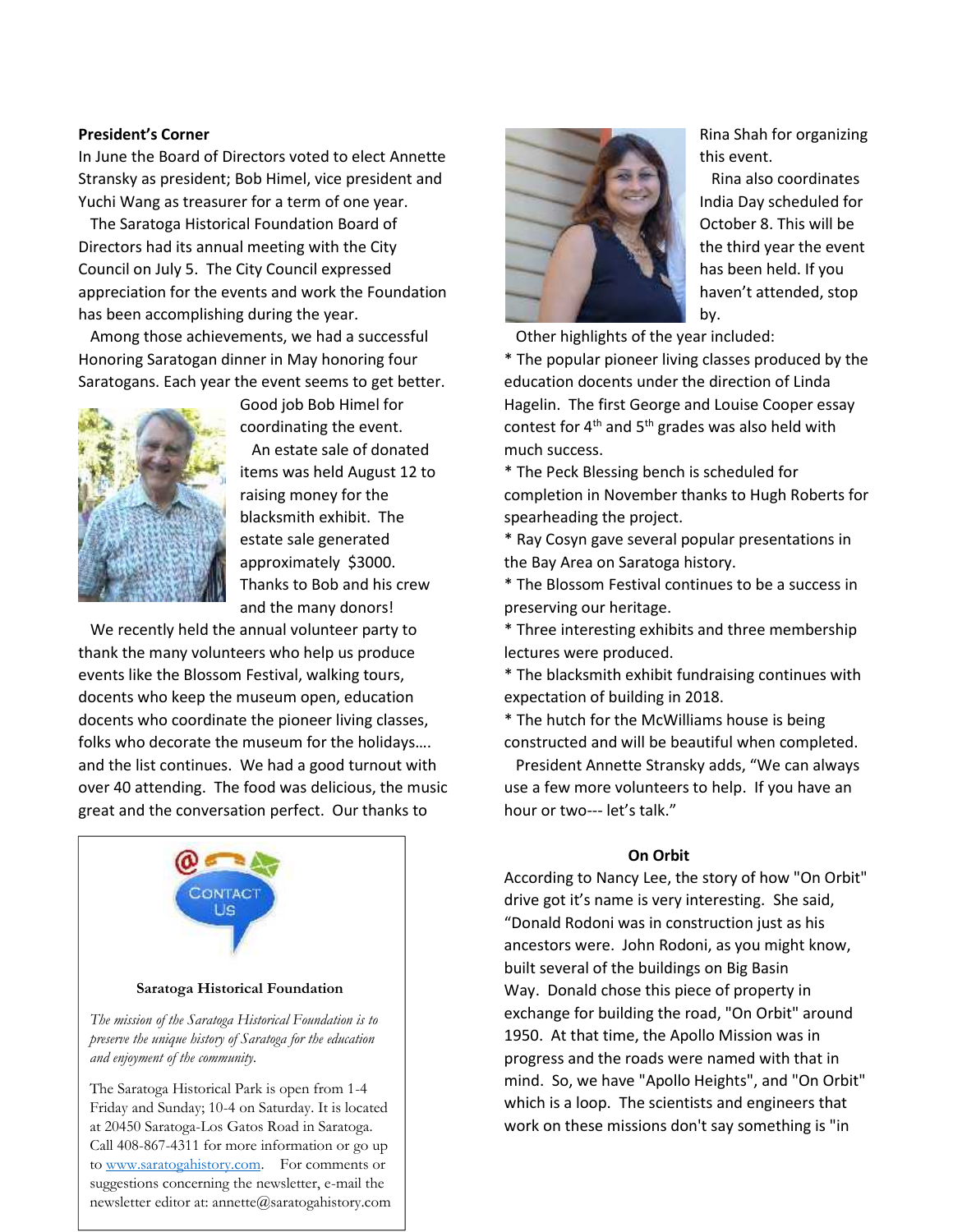**President's Corner**

In June the Board of Directors voted to elect Annette Stransky as president; Bob Himel, vice president and Yuchi Wang as treasurer for a term of one year.

The Saratoga Historical Foundation Board of Directors had its annual meeting with the City Council on July 5. The City Council expressed appreciation for the events and work the Foundation has been accomplishing during the year.

Among those achievements, we had a successful Honoring Saratogan dinner in May honoring four Saratogans. Each year the event seems to get better. Good job Bob Himel for coordinating the event.

An estate sale of donated items was held August 12 to raising money for the blacksmith exhibit. The estate sale generated approximately $3000. Thanks to Bob and his crew and the many donors!

We recently held the annual volunteer party to thank the many volunteers who help us produce events like the Blossom Festival, walking tours, docents who keep the museum open, education docents who coordinate the pioneer living classes, folks who decorate the museum for the holidays…. and the list continues. We had a good turnout with over 40 attending. The food was delicious, the music great and the conversation perfect. Our thanks to Rina Shah for organizing this event.

Rina also coordinates India Day scheduled for October 8. This will be the third year the event has been held. If you haven't attended, stop by.

Other highlights of the year included:

* The popular pioneer living classes produced by the education docents under the direction of Linda Hagelin. The first George and Louise Cooper essay contest for 4th and 5th grades was also held with much success.
* The Peck Blessing bench is scheduled for completion in November thanks to Hugh Roberts for spearheading the project.
* Ray Cosyn gave several popular presentations in the Bay Area on Saratoga history.
* The Blossom Festival continues to be a success in preserving our heritage.
* Three interesting exhibits and three membership lectures were produced.
* The blacksmith exhibit fundraising continues with expectation of building in 2018.
* The hutch for the McWilliams house is being constructed and will be beautiful when completed.

President Annette Stransky adds, "We can always use a few more volunteers to help. If you have an hour or two--- let's talk."

**Saratoga Historical Foundation**

*The mission of the Saratoga Historical Foundation is to preserve the unique history of Saratoga for the education and enjoyment of the community.*

The Saratoga Historical Park is open from 1-4 Friday and Sunday; 10-4 on Saturday. It is located at 20450 Saratoga-Los Gatos Road in Saratoga. Call 408-867-4311 for more information or go up to www.saratogahistory.com. For comments or suggestions concerning the newsletter, e-mail the newsletter editor at: annette@saratogahistory.com

**On Orbit**

According to Nancy Lee, the story of how "On Orbit" drive got it's name is very interesting. She said, "Donald Rodoni was in construction just as his ancestors were. John Rodoni, as you might know, built several of the buildings on Big Basin Way. Donald chose this piece of property in exchange for building the road, "On Orbit" around 1950. At that time, the Apollo Mission was in progress and the roads were named with that in mind. So, we have "Apollo Heights", and "On Orbit" which is a loop. The scientists and engineers that work on these missions don't say something is "in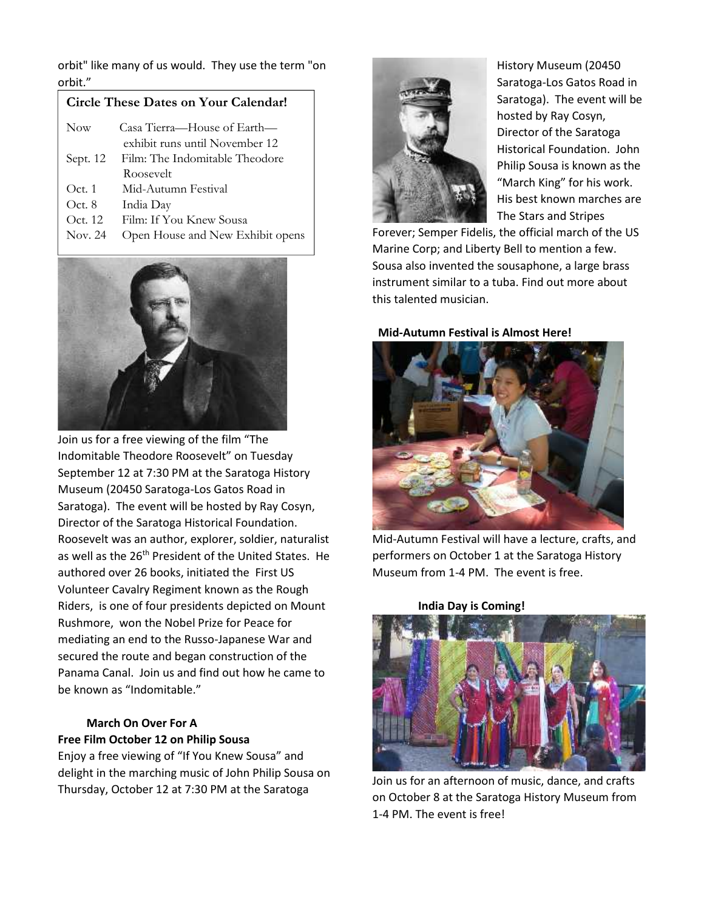orbit" like many of us would. They use the term "on orbit."

**Circle These Dates on Your Calendar!**

| | |
|---|---|
| Now | Casa Tierra—House of Earth—exhibit runs until November 12 |
| Sept. 12 | Film: The Indomitable Theodore Roosevelt |
| Oct. 1 | Mid-Autumn Festival |
| Oct. 8 | India Day |
| Oct. 12 | Film: If You Knew Sousa |
| Nov. 24 | Open House and New Exhibit opens |

Join us for a free viewing of the film "The Indomitable Theodore Roosevelt" on Tuesday September 12 at 7:30 PM at the Saratoga History Museum (20450 Saratoga-Los Gatos Road in Saratoga). The event will be hosted by Ray Cosyn, Director of the Saratoga Historical Foundation. Roosevelt was an author, explorer, soldier, naturalist as well as the 26th President of the United States. He authored over 26 books, initiated the First US Volunteer Cavalry Regiment known as the Rough Riders, is one of four presidents depicted on Mount Rushmore, won the Nobel Prize for Peace for mediating an end to the Russo-Japanese War and secured the route and began construction of the Panama Canal. Join us and find out how he came to be known as "Indomitable."

**March On Over For A Free Film October 12 on Philip Sousa**

Enjoy a free viewing of "If You Knew Sousa" and delight in the marching music of John Philip Sousa on Thursday, October 12 at 7:30 PM at the Saratoga History Museum (20450 Saratoga-Los Gatos Road in Saratoga). The event will be hosted by Ray Cosyn, Director of the Saratoga Historical Foundation. John Philip Sousa is known as the "March King" for his work. His best known marches are The Stars and Stripes Forever; Semper Fidelis, the official march of the US Marine Corp; and Liberty Bell to mention a few. Sousa also invented the sousaphone, a large brass instrument similar to a tuba. Find out more about this talented musician.

**Mid-Autumn Festival is Almost Here!**

Mid-Autumn Festival will have a lecture, crafts, and performers on October 1 at the Saratoga History Museum from 1-4 PM. The event is free.

**India Day is Coming!**

Join us for an afternoon of music, dance, and crafts on October 8 at the Saratoga History Museum from 1-4 PM. The event is free!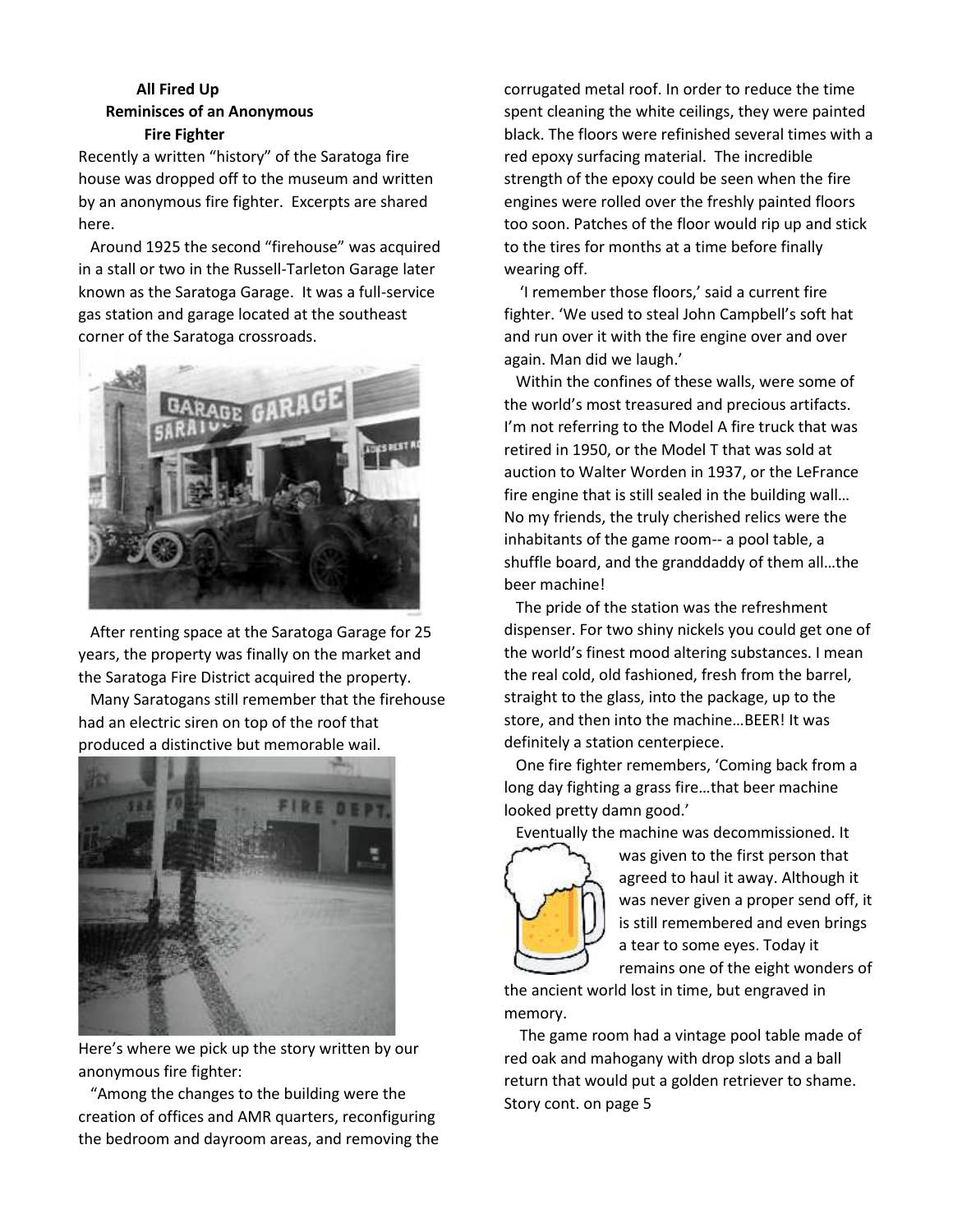### All Fired Up
### Reminisces of an Anonymous Fire Fighter

Recently a written "history" of the Saratoga fire house was dropped off to the museum and written by an anonymous fire fighter. Excerpts are shared here.

Around 1925 the second "firehouse" was acquired in a stall or two in the Russell-Tarleton Garage later known as the Saratoga Garage. It was a full-service gas station and garage located at the southeast corner of the Saratoga crossroads.

After renting space at the Saratoga Garage for 25 years, the property was finally on the market and the Saratoga Fire District acquired the property.

Many Saratogans still remember that the firehouse had an electric siren on top of the roof that produced a distinctive but memorable wail.

Here's where we pick up the story written by our anonymous fire fighter:

"Among the changes to the building were the creation of offices and AMR quarters, reconfiguring the bedroom and dayroom areas, and removing the corrugated metal roof. In order to reduce the time spent cleaning the white ceilings, they were painted black. The floors were refinished several times with a red epoxy surfacing material. The incredible strength of the epoxy could be seen when the fire engines were rolled over the freshly painted floors too soon. Patches of the floor would rip up and stick to the tires for months at a time before finally wearing off.

'I remember those floors,' said a current fire fighter. 'We used to steal John Campbell's soft hat and run over it with the fire engine over and over again. Man did we laugh.'

Within the confines of these walls, were some of the world's most treasured and precious artifacts. I'm not referring to the Model A fire truck that was retired in 1950, or the Model T that was sold at auction to Walter Worden in 1937, or the LeFrance fire engine that is still sealed in the building wall… No my friends, the truly cherished relics were the inhabitants of the game room-- a pool table, a shuffle board, and the granddaddy of them all…the beer machine!

The pride of the station was the refreshment dispenser. For two shiny nickels you could get one of the world's finest mood altering substances. I mean the real cold, old fashioned, fresh from the barrel, straight to the glass, into the package, up to the store, and then into the machine…BEER! It was definitely a station centerpiece.

One fire fighter remembers, 'Coming back from a long day fighting a grass fire…that beer machine looked pretty damn good.'

Eventually the machine was decommissioned. It was given to the first person that agreed to haul it away. Although it was never given a proper send off, it is still remembered and even brings a tear to some eyes. Today it remains one of the eight wonders of the ancient world lost in time, but engraved in memory.

The game room had a vintage pool table made of red oak and mahogany with drop slots and a ball return that would put a golden retriever to shame.

Story cont. on page 5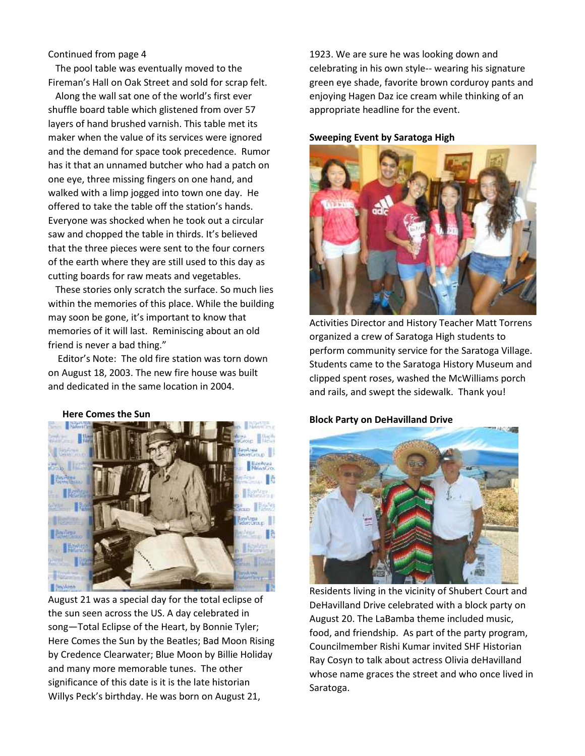Continued from page 4

The pool table was eventually moved to the Fireman's Hall on Oak Street and sold for scrap felt.

Along the wall sat one of the world's first ever shuffle board table which glistened from over 57 layers of hand brushed varnish. This table met its maker when the value of its services were ignored and the demand for space took precedence. Rumor has it that an unnamed butcher who had a patch on one eye, three missing fingers on one hand, and walked with a limp jogged into town one day. He offered to take the table off the station's hands. Everyone was shocked when he took out a circular saw and chopped the table in thirds. It's believed that the three pieces were sent to the four corners of the earth where they are still used to this day as cutting boards for raw meats and vegetables.

These stories only scratch the surface. So much lies within the memories of this place. While the building may soon be gone, it's important to know that memories of it will last. Reminiscing about an old friend is never a bad thing."

Editor's Note: The old fire station was torn down on August 18, 2003. The new fire house was built and dedicated in the same location in 2004.

**Here Comes the Sun**

August 21 was a special day for the total eclipse of the sun seen across the US. A day celebrated in song—Total Eclipse of the Heart, by Bonnie Tyler; Here Comes the Sun by the Beatles; Bad Moon Rising by Credence Clearwater; Blue Moon by Billie Holiday and many more memorable tunes. The other significance of this date is it is the late historian Willys Peck's birthday. He was born on August 21, 1923. We are sure he was looking down and celebrating in his own style-- wearing his signature green eye shade, favorite brown corduroy pants and enjoying Hagen Daz ice cream while thinking of an appropriate headline for the event.

**Sweeping Event by Saratoga High**

Activities Director and History Teacher Matt Torrens organized a crew of Saratoga High students to perform community service for the Saratoga Village. Students came to the Saratoga History Museum and clipped spent roses, washed the McWilliams porch and rails, and swept the sidewalk. Thank you!

**Block Party on DeHavilland Drive**

Residents living in the vicinity of Shubert Court and DeHavilland Drive celebrated with a block party on August 20. The LaBamba theme included music, food, and friendship. As part of the party program, Councilmember Rishi Kumar invited SHF Historian Ray Cosyn to talk about actress Olivia deHavilland whose name graces the street and who once lived in Saratoga.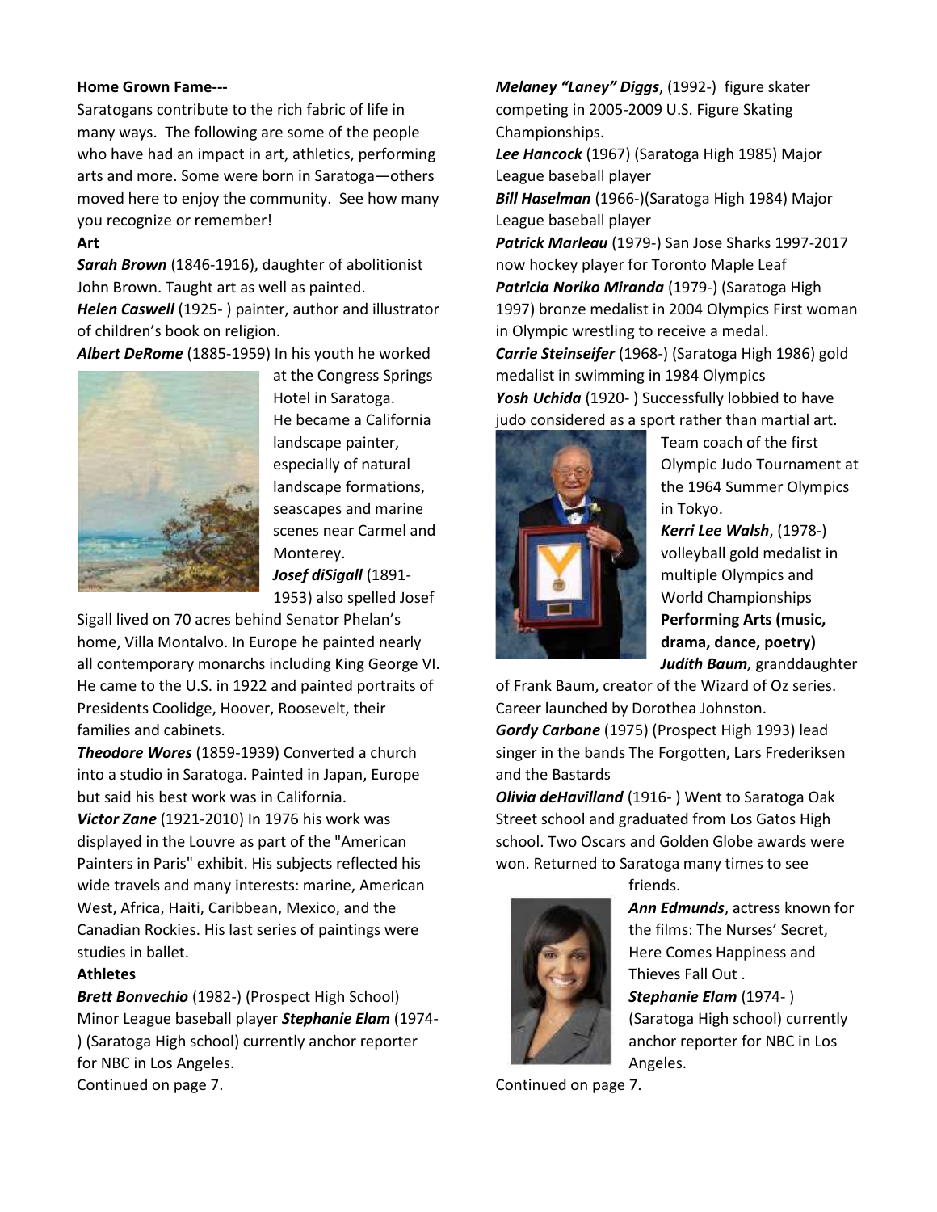**Home Grown Fame---**

Saratogans contribute to the rich fabric of life in many ways. The following are some of the people who have had an impact in art, athletics, performing arts and more. Some were born in Saratoga—others moved here to enjoy the community. See how many you recognize or remember!

**Art**

***Sarah Brown*** (1846-1916), daughter of abolitionist John Brown. Taught art as well as painted.

***Helen Caswell*** (1925- ) painter, author and illustrator of children's book on religion.

***Albert DeRome*** (1885-1959) In his youth he worked at the Congress Springs Hotel in Saratoga. He became a California landscape painter, especially of natural landscape formations, seascapes and marine scenes near Carmel and Monterey.

***Josef diSigall*** (1891-1953) also spelled Josef Sigall lived on 70 acres behind Senator Phelan's home, Villa Montalvo. In Europe he painted nearly all contemporary monarchs including King George VI. He came to the U.S. in 1922 and painted portraits of Presidents Coolidge, Hoover, Roosevelt, their families and cabinets.

***Theodore Wores*** (1859-1939) Converted a church into a studio in Saratoga. Painted in Japan, Europe but said his best work was in California.

***Victor Zane*** (1921-2010) In 1976 his work was displayed in the Louvre as part of the "American Painters in Paris" exhibit. His subjects reflected his wide travels and many interests: marine, American West, Africa, Haiti, Caribbean, Mexico, and the Canadian Rockies. His last series of paintings were studies in ballet.

**Athletes**

***Brett Bonvechio*** (1982-) (Prospect High School) Minor League baseball player ***Stephanie Elam*** (1974-) (Saratoga High school) currently anchor reporter for NBC in Los Angeles.

Continued on page 7.

***Melaney "Laney" Diggs***, (1992-) figure skater competing in 2005-2009 U.S. Figure Skating Championships.

***Lee Hancock*** (1967) (Saratoga High 1985) Major League baseball player

***Bill Haselman*** (1966-)(Saratoga High 1984) Major League baseball player

***Patrick Marleau*** (1979-) San Jose Sharks 1997-2017 now hockey player for Toronto Maple Leaf

***Patricia Noriko Miranda*** (1979-) (Saratoga High 1997) bronze medalist in 2004 Olympics First woman in Olympic wrestling to receive a medal.

***Carrie Steinseifer*** (1968-) (Saratoga High 1986) gold medalist in swimming in 1984 Olympics

***Yosh Uchida*** (1920- ) Successfully lobbied to have judo considered as a sport rather than martial art. Team coach of the first Olympic Judo Tournament at the 1964 Summer Olympics in Tokyo.

***Kerri Lee Walsh***, (1978-) volleyball gold medalist in multiple Olympics and World Championships

**Performing Arts (music, drama, dance, poetry)**

***Judith Baum,*** granddaughter of Frank Baum, creator of the Wizard of Oz series. Career launched by Dorothea Johnston.

***Gordy Carbone*** (1975) (Prospect High 1993) lead singer in the bands The Forgotten, Lars Frederiksen and the Bastards

***Olivia deHavilland*** (1916- ) Went to Saratoga Oak Street school and graduated from Los Gatos High school. Two Oscars and Golden Globe awards were won. Returned to Saratoga many times to see friends.

***Ann Edmunds***, actress known for the films: The Nurses' Secret, Here Comes Happiness and Thieves Fall Out .

***Stephanie Elam*** (1974- ) (Saratoga High school) currently anchor reporter for NBC in Los Angeles.

Continued on page 7.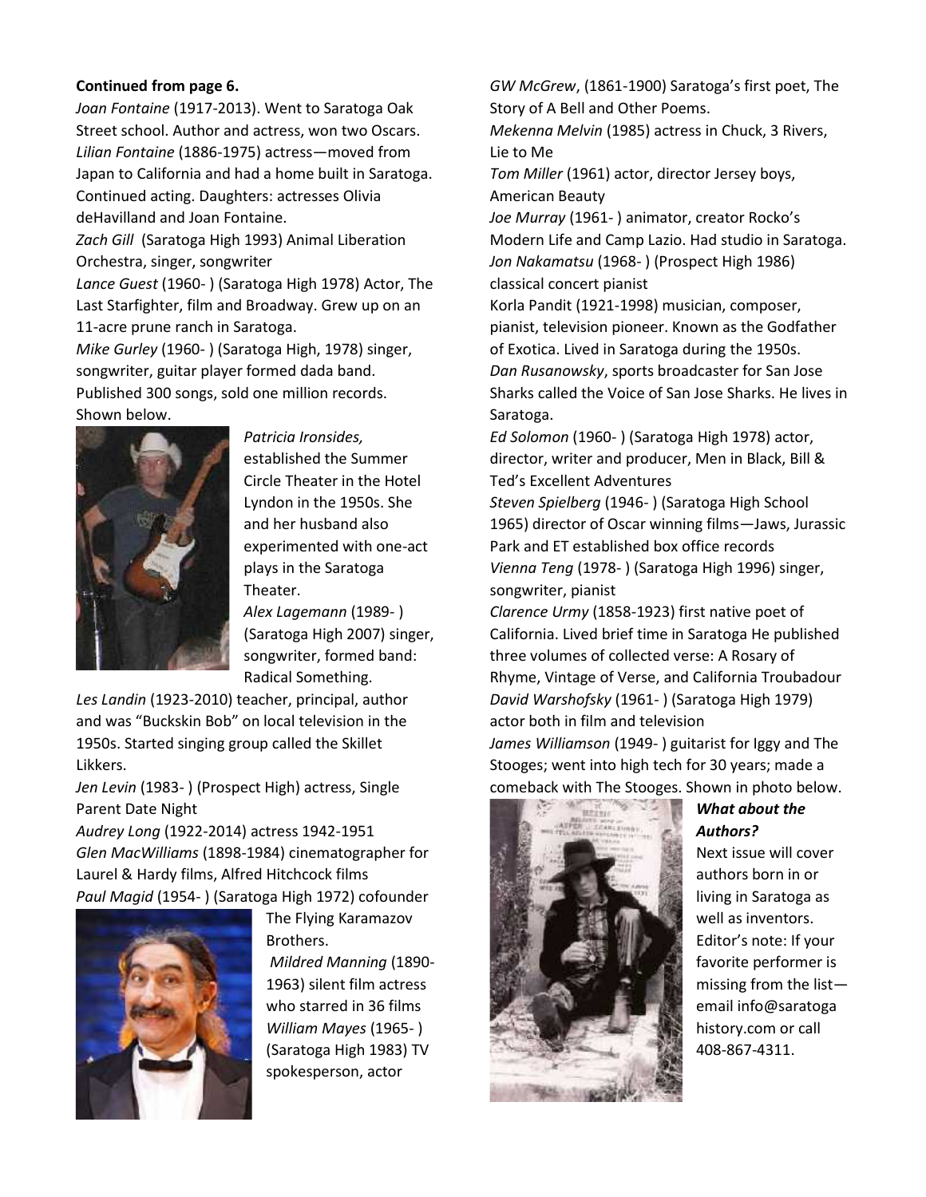**Continued from page 6.**

*Joan Fontaine* (1917-2013). Went to Saratoga Oak Street school. Author and actress, won two Oscars.

*Lilian Fontaine* (1886-1975) actress—moved from Japan to California and had a home built in Saratoga. Continued acting. Daughters: actresses Olivia deHavilland and Joan Fontaine.

*Zach Gill* (Saratoga High 1993) Animal Liberation Orchestra, singer, songwriter

*Lance Guest* (1960- ) (Saratoga High 1978) Actor, The Last Starfighter, film and Broadway. Grew up on an 11-acre prune ranch in Saratoga.

*Mike Gurley* (1960- ) (Saratoga High, 1978) singer, songwriter, guitar player formed dada band. Published 300 songs, sold one million records. Shown below.

*Patricia Ironsides,* established the Summer Circle Theater in the Hotel Lyndon in the 1950s. She and her husband also experimented with one-act plays in the Saratoga Theater.

*Alex Lagemann* (1989- ) (Saratoga High 2007) singer, songwriter, formed band: Radical Something.

*Les Landin* (1923-2010) teacher, principal, author and was "Buckskin Bob" on local television in the 1950s. Started singing group called the Skillet Likkers.

*Jen Levin* (1983- ) (Prospect High) actress, Single Parent Date Night

*Audrey Long* (1922-2014) actress 1942-1951

*Glen MacWilliams* (1898-1984) cinematographer for Laurel & Hardy films, Alfred Hitchcock films

*Paul Magid* (1954- ) (Saratoga High 1972) cofounder The Flying Karamazov Brothers.

*Mildred Manning* (1890-1963) silent film actress who starred in 36 films

*William Mayes* (1965- ) (Saratoga High 1983) TV spokesperson, actor

*GW McGrew*, (1861-1900) Saratoga's first poet, The Story of A Bell and Other Poems.

*Mekenna Melvin* (1985) actress in Chuck, 3 Rivers, Lie to Me

*Tom Miller* (1961) actor, director Jersey boys, American Beauty

*Joe Murray* (1961- ) animator, creator Rocko's Modern Life and Camp Lazio. Had studio in Saratoga.

*Jon Nakamatsu* (1968- ) (Prospect High 1986) classical concert pianist

Korla Pandit (1921-1998) musician, composer, pianist, television pioneer. Known as the Godfather of Exotica. Lived in Saratoga during the 1950s.

*Dan Rusanowsky*, sports broadcaster for San Jose Sharks called the Voice of San Jose Sharks. He lives in Saratoga.

*Ed Solomon* (1960- ) (Saratoga High 1978) actor, director, writer and producer, Men in Black, Bill & Ted's Excellent Adventures

*Steven Spielberg* (1946- ) (Saratoga High School 1965) director of Oscar winning films—Jaws, Jurassic Park and ET established box office records

*Vienna Teng* (1978- ) (Saratoga High 1996) singer, songwriter, pianist

*Clarence Urmy* (1858-1923) first native poet of California. Lived brief time in Saratoga He published three volumes of collected verse: A Rosary of Rhyme, Vintage of Verse, and California Troubadour

*David Warshofsky* (1961- ) (Saratoga High 1979) actor both in film and television

*James Williamson* (1949- ) guitarist for Iggy and The Stooges; went into high tech for 30 years; made a comeback with The Stooges. Shown in photo below.

***What about the Authors?***

Next issue will cover authors born in or living in Saratoga as well as inventors. Editor's note: If your favorite performer is missing from the list—email info@saratoga history.com or call 408-867-4311.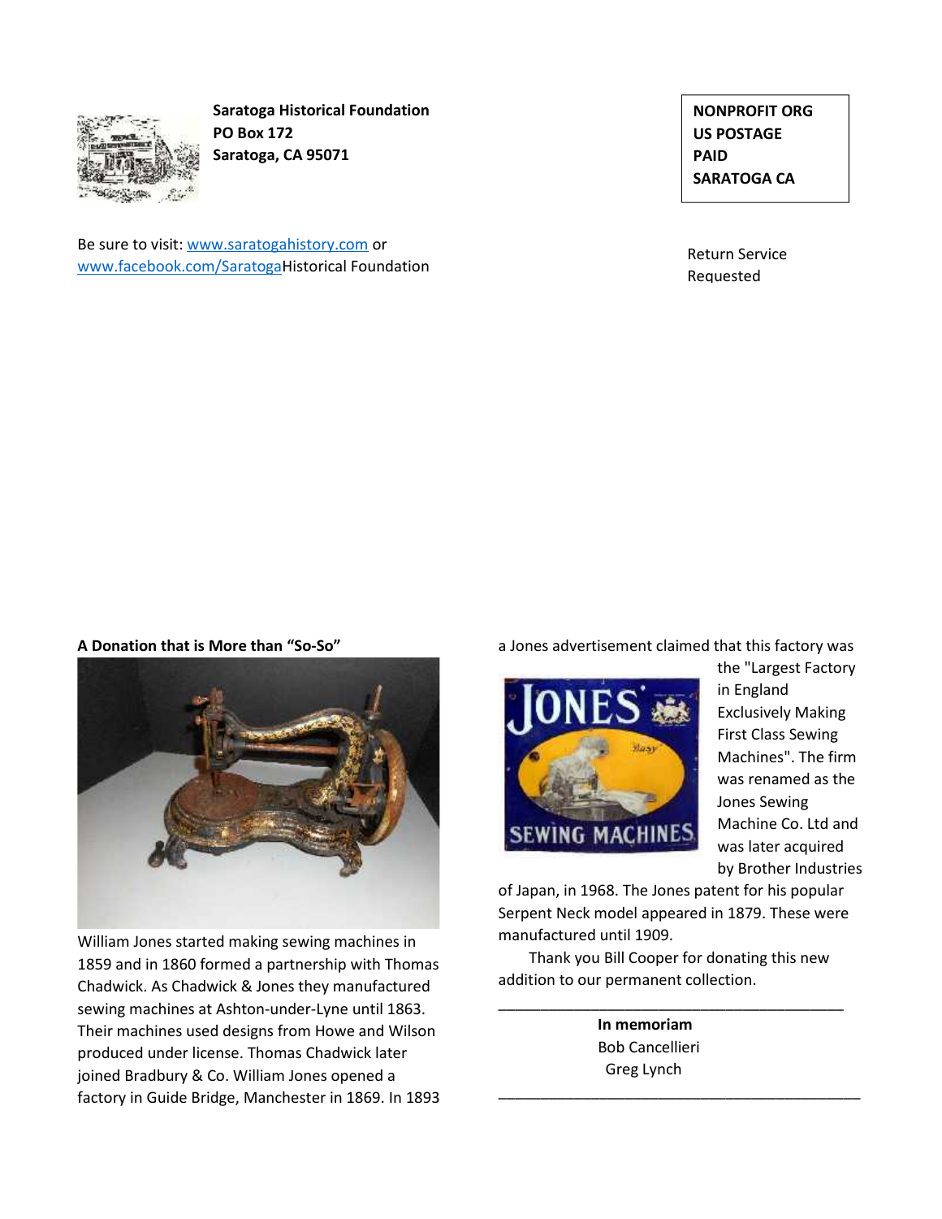**Saratoga Historical Foundation**
**PO Box 172**
**Saratoga, CA 95071**

**NONPROFIT ORG**
**US POSTAGE**
**PAID**
**SARATOGA CA**

Be sure to visit: www.saratogahistory.com or www.facebook.com/SaratogaHistorical Foundation

Return Service Requested

**A Donation that is More than "So-So"**

William Jones started making sewing machines in 1859 and in 1860 formed a partnership with Thomas Chadwick. As Chadwick & Jones they manufactured sewing machines at Ashton-under-Lyne until 1863. Their machines used designs from Howe and Wilson produced under license. Thomas Chadwick later joined Bradbury & Co. William Jones opened a factory in Guide Bridge, Manchester in 1869. In 1893 a Jones advertisement claimed that this factory was the "Largest Factory in England Exclusively Making First Class Sewing Machines". The firm was renamed as the Jones Sewing Machine Co. Ltd and was later acquired by Brother Industries of Japan, in 1968. The Jones patent for his popular Serpent Neck model appeared in 1879. These were manufactured until 1909.

Thank you Bill Cooper for donating this new addition to our permanent collection.

---

**In memoriam**
Bob Cancellieri
Greg Lynch

---